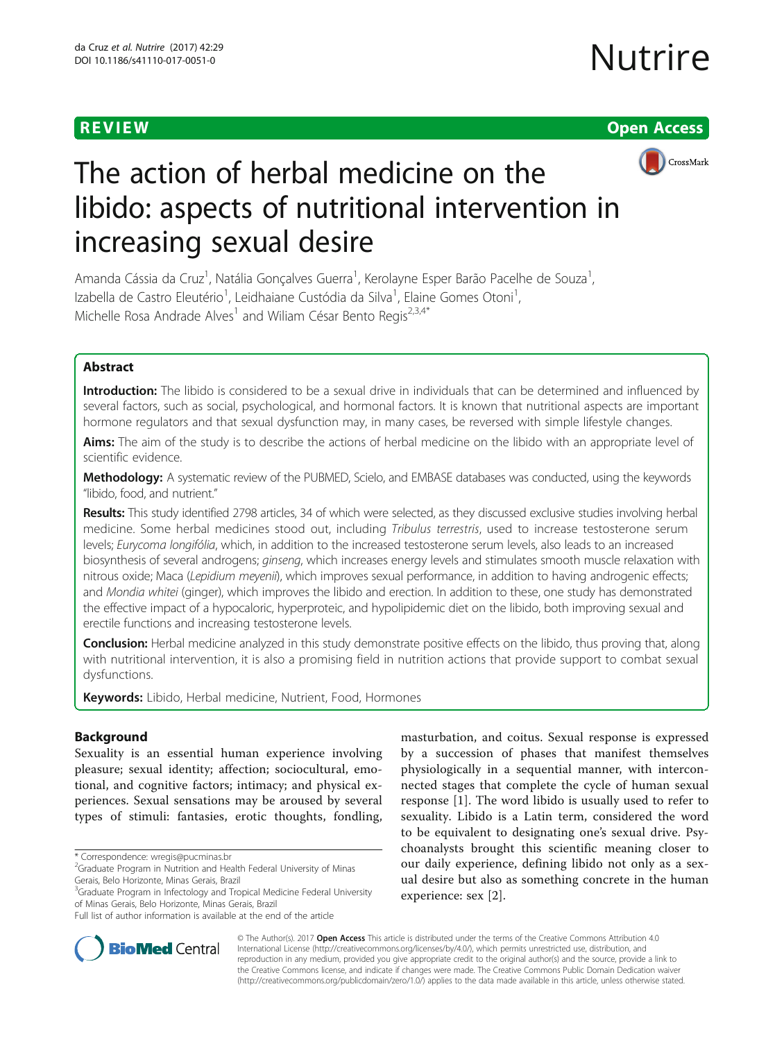REVIEW Open Access

# The action of herbal medicine on the libido: aspects of nutritional intervention in increasing sexual desire

Amanda Cássia da Cruz[1], Natália Gonçalves Guerra[1], Kerolayne Esper Barão Pacelhe de Souza[1], Izabella de Castro Eleutério[1], Leidhaiane Custódia da Silva[1], Elaine Gomes Otoni[1], Michelle Rosa Andrade Alves[1] and Wiliam César Bento Regis[2,3,4*]

## Abstract

**Introduction:** The libido is considered to be a sexual drive in individuals that can be determined and influenced by several factors, such as social, psychological, and hormonal factors. It is known that nutritional aspects are important hormone regulators and that sexual dysfunction may, in many cases, be reversed with simple lifestyle changes.

**Aims:** The aim of the study is to describe the actions of herbal medicine on the libido with an appropriate level of scientific evidence.

**Methodology:** A systematic review of the PUBMED, Scielo, and EMBASE databases was conducted, using the keywords "libido, food, and nutrient."

**Results:** This study identified 2798 articles, 34 of which were selected, as they discussed exclusive studies involving herbal medicine. Some herbal medicines stood out, including *Tribulus terrestris*, used to increase testosterone serum levels; *Eurycoma longifólia*, which, in addition to the increased testosterone serum levels, also leads to an increased biosynthesis of several androgens; *ginseng*, which increases energy levels and stimulates smooth muscle relaxation with nitrous oxide; Maca (*Lepidium meyenii*), which improves sexual performance, in addition to having androgenic effects; and *Mondia whitei* (ginger), which improves the libido and erection. In addition to these, one study has demonstrated the effective impact of a hypocaloric, hyperproteic, and hypolipidemic diet on the libido, both improving sexual and erectile functions and increasing testosterone levels.

**Conclusion:** Herbal medicine analyzed in this study demonstrate positive effects on the libido, thus proving that, along with nutritional intervention, it is also a promising field in nutrition actions that provide support to combat sexual dysfunctions.

**Keywords:** Libido, Herbal medicine, Nutrient, Food, Hormones

## Background

Sexuality is an essential human experience involving pleasure; sexual identity; affection; sociocultural, emotional, and cognitive factors; intimacy; and physical experiences. Sexual sensations may be aroused by several types of stimuli: fantasies, erotic thoughts, fondling, masturbation, and coitus. Sexual response is expressed by a succession of phases that manifest themselves physiologically in a sequential manner, with interconnected stages that complete the cycle of human sexual response [1]. The word libido is usually used to refer to sexuality. Libido is a Latin term, considered the word to be equivalent to designating one's sexual drive. Psychoanalysts brought this scientific meaning closer to our daily experience, defining libido not only as a sexual desire but also as something concrete in the human experience: sex [2].

\* Correspondence: wregis@pucminas.br

[2]Graduate Program in Nutrition and Health Federal University of Minas Gerais, Belo Horizonte, Minas Gerais, Brazil

[3]Graduate Program in Infectology and Tropical Medicine Federal University of Minas Gerais, Belo Horizonte, Minas Gerais, Brazil

Full list of author information is available at the end of the article

© The Author(s). 2017 **Open Access** This article is distributed under the terms of the Creative Commons Attribution 4.0 International License (http://creativecommons.org/licenses/by/4.0/), which permits unrestricted use, distribution, and reproduction in any medium, provided you give appropriate credit to the original author(s) and the source, provide a link to the Creative Commons license, and indicate if changes were made. The Creative Commons Public Domain Dedication waiver (http://creativecommons.org/publicdomain/zero/1.0/) applies to the data made available in this article, unless otherwise stated.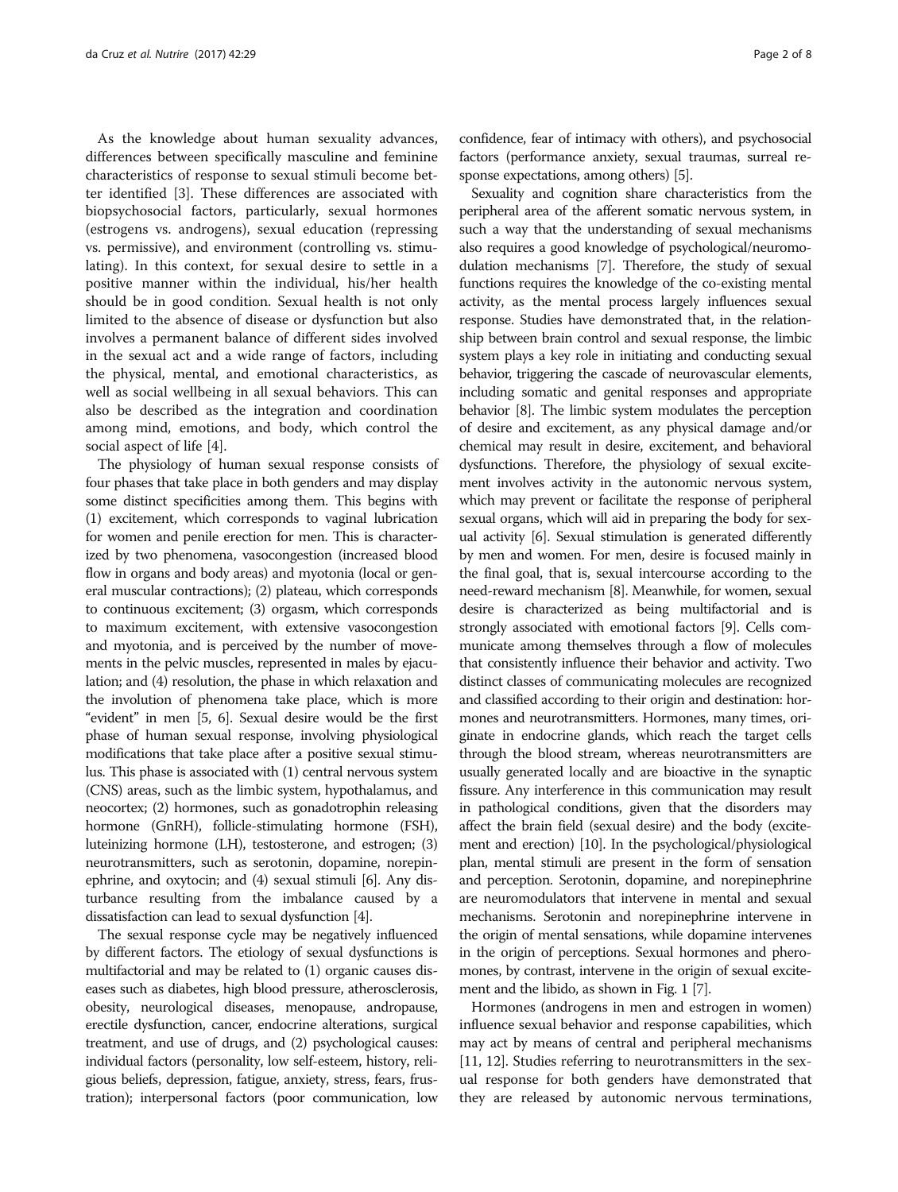As the knowledge about human sexuality advances, differences between specifically masculine and feminine characteristics of response to sexual stimuli become better identified [3]. These differences are associated with biopsychosocial factors, particularly, sexual hormones (estrogens vs. androgens), sexual education (repressing vs. permissive), and environment (controlling vs. stimulating). In this context, for sexual desire to settle in a positive manner within the individual, his/her health should be in good condition. Sexual health is not only limited to the absence of disease or dysfunction but also involves a permanent balance of different sides involved in the sexual act and a wide range of factors, including the physical, mental, and emotional characteristics, as well as social wellbeing in all sexual behaviors. This can also be described as the integration and coordination among mind, emotions, and body, which control the social aspect of life [4].

The physiology of human sexual response consists of four phases that take place in both genders and may display some distinct specificities among them. This begins with (1) excitement, which corresponds to vaginal lubrication for women and penile erection for men. This is characterized by two phenomena, vasocongestion (increased blood flow in organs and body areas) and myotonia (local or general muscular contractions); (2) plateau, which corresponds to continuous excitement; (3) orgasm, which corresponds to maximum excitement, with extensive vasocongestion and myotonia, and is perceived by the number of movements in the pelvic muscles, represented in males by ejaculation; and (4) resolution, the phase in which relaxation and the involution of phenomena take place, which is more "evident" in men [5, 6]. Sexual desire would be the first phase of human sexual response, involving physiological modifications that take place after a positive sexual stimulus. This phase is associated with (1) central nervous system (CNS) areas, such as the limbic system, hypothalamus, and neocortex; (2) hormones, such as gonadotrophin releasing hormone (GnRH), follicle-stimulating hormone (FSH), luteinizing hormone (LH), testosterone, and estrogen; (3) neurotransmitters, such as serotonin, dopamine, norepinephrine, and oxytocin; and (4) sexual stimuli [6]. Any disturbance resulting from the imbalance caused by a dissatisfaction can lead to sexual dysfunction [4].

The sexual response cycle may be negatively influenced by different factors. The etiology of sexual dysfunctions is multifactorial and may be related to (1) organic causes diseases such as diabetes, high blood pressure, atherosclerosis, obesity, neurological diseases, menopause, andropause, erectile dysfunction, cancer, endocrine alterations, surgical treatment, and use of drugs, and (2) psychological causes: individual factors (personality, low self-esteem, history, religious beliefs, depression, fatigue, anxiety, stress, fears, frustration); interpersonal factors (poor communication, low confidence, fear of intimacy with others), and psychosocial factors (performance anxiety, sexual traumas, surreal response expectations, among others) [5].

Sexuality and cognition share characteristics from the peripheral area of the afferent somatic nervous system, in such a way that the understanding of sexual mechanisms also requires a good knowledge of psychological/neuromodulation mechanisms [7]. Therefore, the study of sexual functions requires the knowledge of the co-existing mental activity, as the mental process largely influences sexual response. Studies have demonstrated that, in the relationship between brain control and sexual response, the limbic system plays a key role in initiating and conducting sexual behavior, triggering the cascade of neurovascular elements, including somatic and genital responses and appropriate behavior [8]. The limbic system modulates the perception of desire and excitement, as any physical damage and/or chemical may result in desire, excitement, and behavioral dysfunctions. Therefore, the physiology of sexual excitement involves activity in the autonomic nervous system, which may prevent or facilitate the response of peripheral sexual organs, which will aid in preparing the body for sexual activity [6]. Sexual stimulation is generated differently by men and women. For men, desire is focused mainly in the final goal, that is, sexual intercourse according to the need-reward mechanism [8]. Meanwhile, for women, sexual desire is characterized as being multifactorial and is strongly associated with emotional factors [9]. Cells communicate among themselves through a flow of molecules that consistently influence their behavior and activity. Two distinct classes of communicating molecules are recognized and classified according to their origin and destination: hormones and neurotransmitters. Hormones, many times, originate in endocrine glands, which reach the target cells through the blood stream, whereas neurotransmitters are usually generated locally and are bioactive in the synaptic fissure. Any interference in this communication may result in pathological conditions, given that the disorders may affect the brain field (sexual desire) and the body (excitement and erection) [10]. In the psychological/physiological plan, mental stimuli are present in the form of sensation and perception. Serotonin, dopamine, and norepinephrine are neuromodulators that intervene in mental and sexual mechanisms. Serotonin and norepinephrine intervene in the origin of mental sensations, while dopamine intervenes in the origin of perceptions. Sexual hormones and pheromones, by contrast, intervene in the origin of sexual excitement and the libido, as shown in Fig. 1 [7].

Hormones (androgens in men and estrogen in women) influence sexual behavior and response capabilities, which may act by means of central and peripheral mechanisms [11, 12]. Studies referring to neurotransmitters in the sexual response for both genders have demonstrated that they are released by autonomic nervous terminations,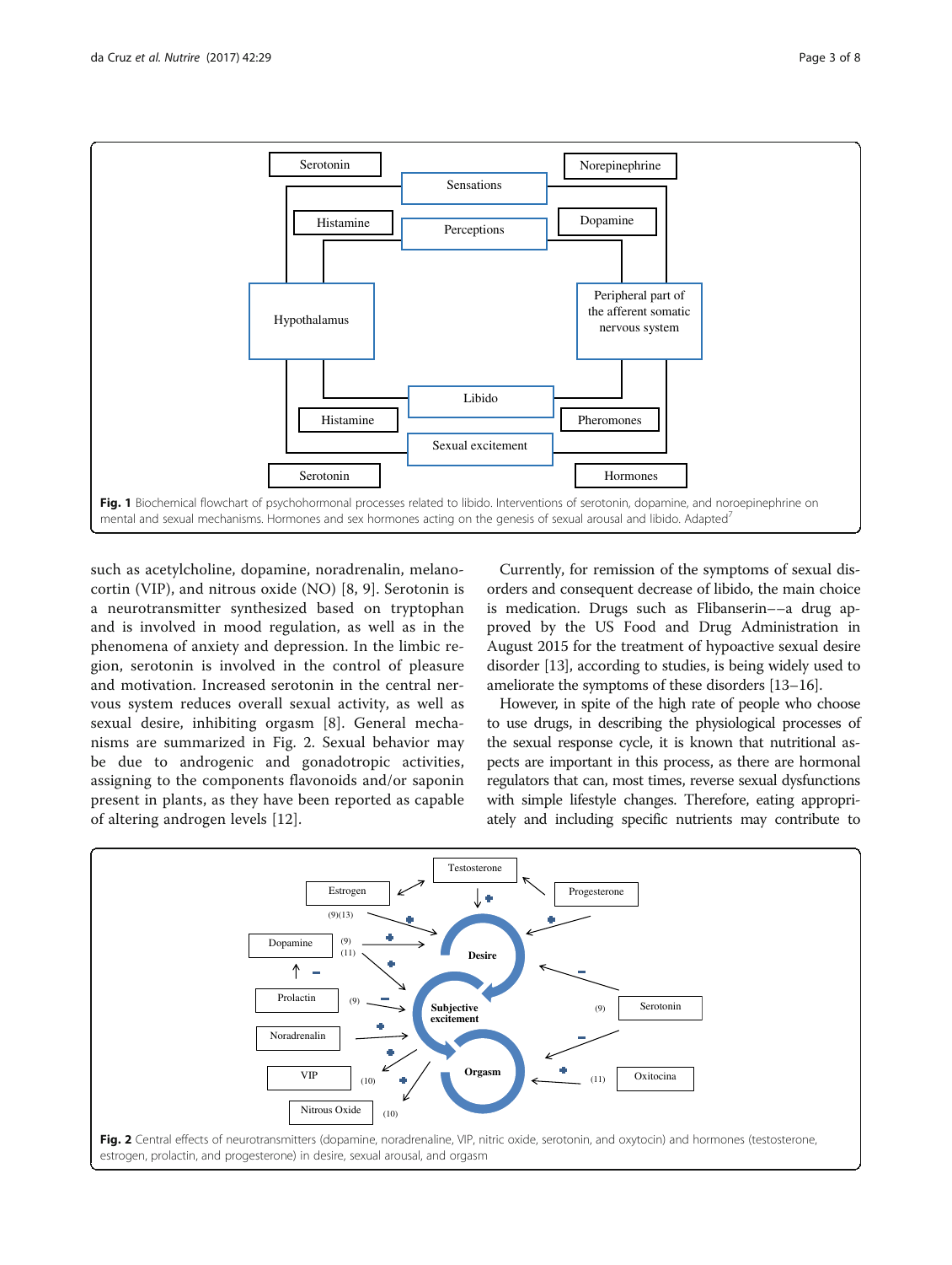Fig. 1 Biochemical flowchart of psychohormonal processes related to libido. Interventions of serotonin, dopamine, and noroepinephrine on mental and sexual mechanisms. Hormones and sex hormones acting on the genesis of sexual arousal and libido. Adapted[7]

such as acetylcholine, dopamine, noradrenalin, melanocortin (VIP), and nitrous oxide (NO) [8, 9]. Serotonin is a neurotransmitter synthesized based on tryptophan and is involved in mood regulation, as well as in the phenomena of anxiety and depression. In the limbic region, serotonin is involved in the control of pleasure and motivation. Increased serotonin in the central nervous system reduces overall sexual activity, as well as sexual desire, inhibiting orgasm [8]. General mechanisms are summarized in Fig. 2. Sexual behavior may be due to androgenic and gonadotropic activities, assigning to the components flavonoids and/or saponin present in plants, as they have been reported as capable of altering androgen levels [12].

Currently, for remission of the symptoms of sexual disorders and consequent decrease of libido, the main choice is medication. Drugs such as Flibanserin––a drug approved by the US Food and Drug Administration in August 2015 for the treatment of hypoactive sexual desire disorder [13], according to studies, is being widely used to ameliorate the symptoms of these disorders [13–16].

However, in spite of the high rate of people who choose to use drugs, in describing the physiological processes of the sexual response cycle, it is known that nutritional aspects are important in this process, as there are hormonal regulators that can, most times, reverse sexual dysfunctions with simple lifestyle changes. Therefore, eating appropriately and including specific nutrients may contribute to

Fig. 2 Central effects of neurotransmitters (dopamine, noradrenaline, VIP, nitric oxide, serotonin, and oxytocin) and hormones (testosterone, estrogen, prolactin, and progesterone) in desire, sexual arousal, and orgasm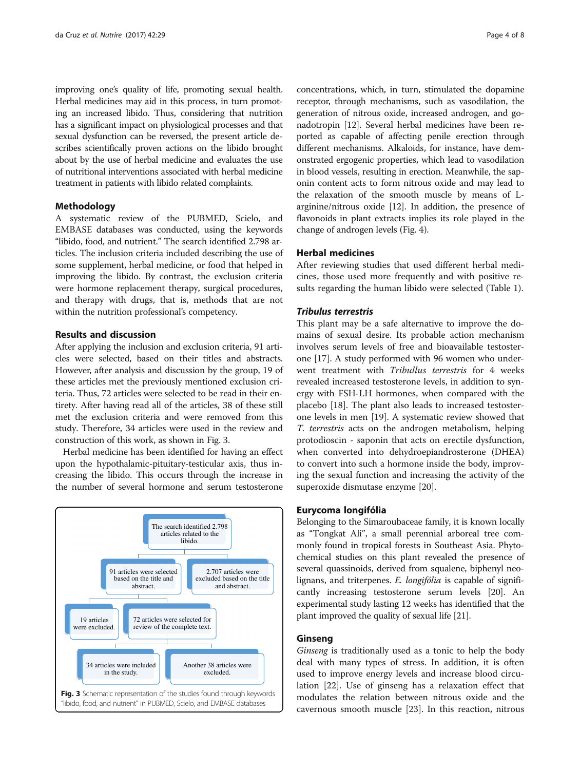improving one's quality of life, promoting sexual health. Herbal medicines may aid in this process, in turn promoting an increased libido. Thus, considering that nutrition has a significant impact on physiological processes and that sexual dysfunction can be reversed, the present article describes scientifically proven actions on the libido brought about by the use of herbal medicine and evaluates the use of nutritional interventions associated with herbal medicine treatment in patients with libido related complaints.

## Methodology

A systematic review of the PUBMED, Scielo, and EMBASE databases was conducted, using the keywords "libido, food, and nutrient." The search identified 2.798 articles. The inclusion criteria included describing the use of some supplement, herbal medicine, or food that helped in improving the libido. By contrast, the exclusion criteria were hormone replacement therapy, surgical procedures, and therapy with drugs, that is, methods that are not within the nutrition professional's competency.

## Results and discussion

After applying the inclusion and exclusion criteria, 91 articles were selected, based on their titles and abstracts. However, after analysis and discussion by the group, 19 of these articles met the previously mentioned exclusion criteria. Thus, 72 articles were selected to be read in their entirety. After having read all of the articles, 38 of these still met the exclusion criteria and were removed from this study. Therefore, 34 articles were used in the review and construction of this work, as shown in Fig. 3.

Herbal medicine has been identified for having an effect upon the hypothalamic-pituitary-testicular axis, thus increasing the libido. This occurs through the increase in the number of several hormone and serum testosterone concentrations, which, in turn, stimulated the dopamine receptor, through mechanisms, such as vasodilation, the generation of nitrous oxide, increased androgen, and gonadotropin [12]. Several herbal medicines have been reported as capable of affecting penile erection through different mechanisms. Alkaloids, for instance, have demonstrated ergogenic properties, which lead to vasodilation in blood vessels, resulting in erection. Meanwhile, the saponin content acts to form nitrous oxide and may lead to the relaxation of the smooth muscle by means of L-arginine/nitrous oxide [12]. In addition, the presence of flavonoids in plant extracts implies its role played in the change of androgen levels (Fig. 4).

The search identified 2.798 articles related to the libido.

91 articles were selected based on the title and abstract.

2.707 articles were excluded based on the title and abstract.

19 articles were excluded.

72 articles were selected for review of the complete text.

34 articles were included in the study.

Another 38 articles were excluded.

**Fig. 3** Schematic representation of the studies found through keywords "libido, food, and nutrient" in PUBMED, Scielo, and EMBASE databases

## Herbal medicines

After reviewing studies that used different herbal medicines, those used more frequently and with positive results regarding the human libido were selected (Table 1).

### *Tribulus terrestris*

This plant may be a safe alternative to improve the domains of sexual desire. Its probable action mechanism involves serum levels of free and bioavailable testosterone [17]. A study performed with 96 women who underwent treatment with *Tribullus terrestris* for 4 weeks revealed increased testosterone levels, in addition to synergy with FSH-LH hormones, when compared with the placebo [18]. The plant also leads to increased testosterone levels in men [19]. A systematic review showed that *T. terrestris* acts on the androgen metabolism, helping protodioscin - saponin that acts on erectile dysfunction, when converted into dehydroepiandrosterone (DHEA) to convert into such a hormone inside the body, improving the sexual function and increasing the activity of the superoxide dismutase enzyme [20].

### Eurycoma longifólia

Belonging to the Simaroubaceae family, it is known locally as "Tongkat Ali", a small perennial arboreal tree commonly found in tropical forests in Southeast Asia. Phytochemical studies on this plant revealed the presence of several quassinoids, derived from squalene, biphenyl neolignans, and triterpenes. *E. longifólia* is capable of significantly increasing testosterone serum levels [20]. An experimental study lasting 12 weeks has identified that the plant improved the quality of sexual life [21].

### Ginseng

*Ginseng* is traditionally used as a tonic to help the body deal with many types of stress. In addition, it is often used to improve energy levels and increase blood circulation [22]. Use of ginseng has a relaxation effect that modulates the relation between nitrous oxide and the cavernous smooth muscle [23]. In this reaction, nitrous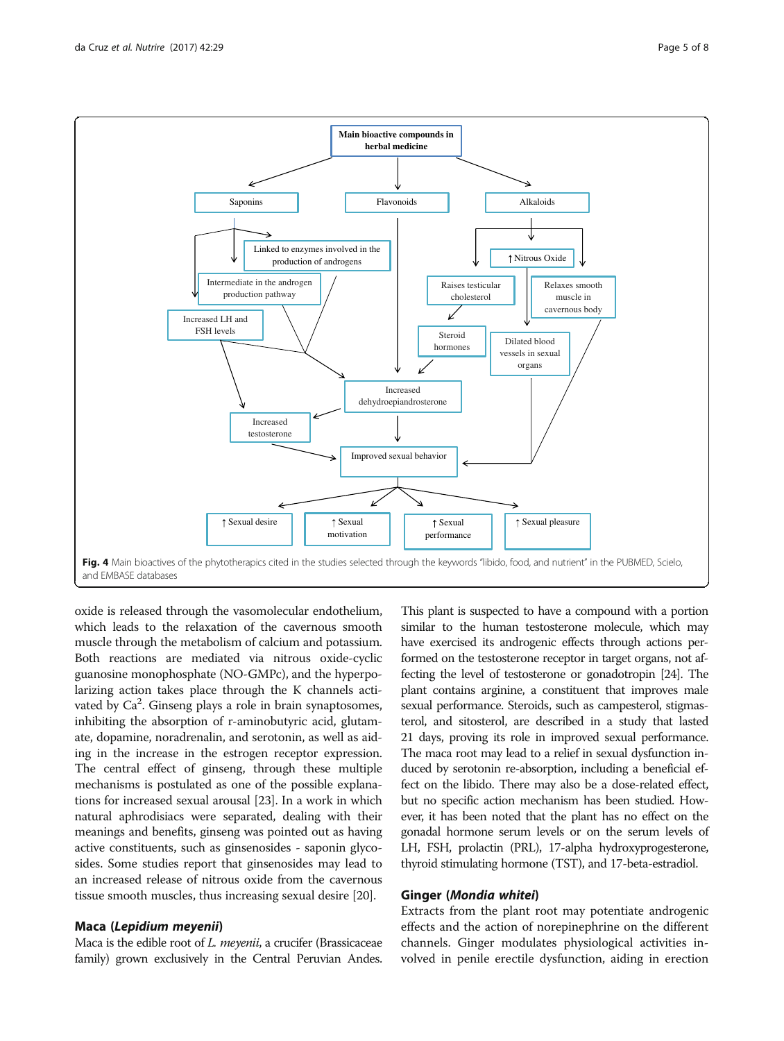Main bioactive compounds in herbal medicine

- Saponins
  - Linked to enzymes involved in the production of androgens
  - Intermediate in the androgen production pathway
  - Increased LH and FSH levels
- Flavonoids
- Alkaloids
  - ↑ Nitrous Oxide
  - Raises testicular cholesterol
  - Steroid hormones
  - Relaxes smooth muscle in cavernous body
  - Dilated blood vessels in sexual organs

Increased dehydroepiandrosterone

Increased testosterone

Improved sexual behavior

↑ Sexual desire | ↑ Sexual motivation | ↑ Sexual performance | ↑ Sexual pleasure

**Fig. 4** Main bioactives of the phytotherapics cited in the studies selected through the keywords "libido, food, and nutrient" in the PUBMED, Scielo, and EMBASE databases

oxide is released through the vasomolecular endothelium, which leads to the relaxation of the cavernous smooth muscle through the metabolism of calcium and potassium. Both reactions are mediated via nitrous oxide-cyclic guanosine monophosphate (NO-GMPc), and the hyperpolarizing action takes place through the K channels activated by $Ca^2$. Ginseng plays a role in brain synaptosomes, inhibiting the absorption of r-aminobutyric acid, glutamate, dopamine, noradrenalin, and serotonin, as well as aiding in the increase in the estrogen receptor expression. The central effect of ginseng, through these multiple mechanisms is postulated as one of the possible explanations for increased sexual arousal [23]. In a work in which natural aphrodisiacs were separated, dealing with their meanings and benefits, ginseng was pointed out as having active constituents, such as ginsenosides - saponin glycosides. Some studies report that ginsenosides may lead to an increased release of nitrous oxide from the cavernous tissue smooth muscles, thus increasing sexual desire [20].

## Maca (*Lepidium meyenii*)

Maca is the edible root of *L. meyenii*, a crucifer (Brassicaceae family) grown exclusively in the Central Peruvian Andes. This plant is suspected to have a compound with a portion similar to the human testosterone molecule, which may have exercised its androgenic effects through actions performed on the testosterone receptor in target organs, not affecting the level of testosterone or gonadotropin [24]. The plant contains arginine, a constituent that improves male sexual performance. Steroids, such as campesterol, stigmasterol, and sitosterol, are described in a study that lasted 21 days, proving its role in improved sexual performance. The maca root may lead to a relief in sexual dysfunction induced by serotonin re-absorption, including a beneficial effect on the libido. There may also be a dose-related effect, but no specific action mechanism has been studied. However, it has been noted that the plant has no effect on the gonadal hormone serum levels or on the serum levels of LH, FSH, prolactin (PRL), 17-alpha hydroxyprogesterone, thyroid stimulating hormone (TST), and 17-beta-estradiol.

## Ginger (*Mondia whitei*)

Extracts from the plant root may potentiate androgenic effects and the action of norepinephrine on the different channels. Ginger modulates physiological activities involved in penile erectile dysfunction, aiding in erection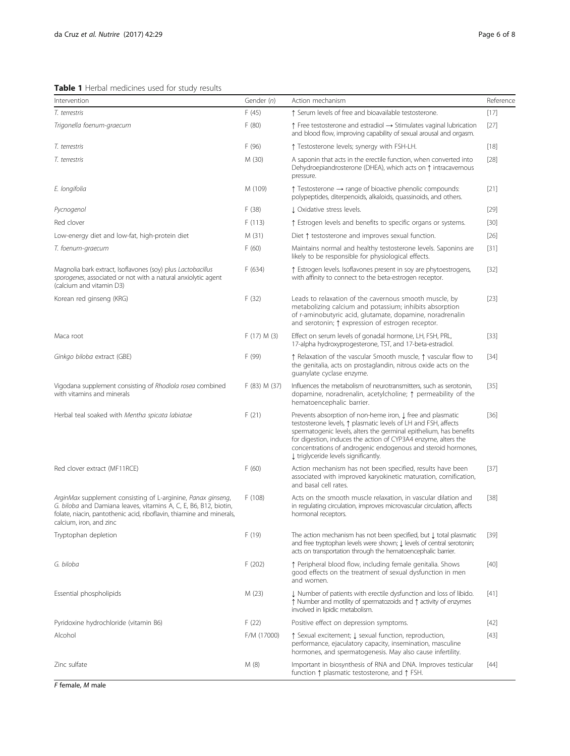**Table 1** Herbal medicines used for study results

| Intervention | Gender (n) | Action mechanism | Reference |
|---|---|---|---|
| *T. terrestris* | F (45) | ↑ Serum levels of free and bioavailable testosterone. | [17] |
| *Trigonella foenum-graecum* | F (80) | ↑ Free testosterone and estradiol → Stimulates vaginal lubrication and blood flow, improving capability of sexual arousal and orgasm. | [27] |
| *T. terrestris* | F (96) | ↑ Testosterone levels; synergy with FSH-LH. | [18] |
| *T. terrestris* | M (30) | A saponin that acts in the erectile function, when converted into Dehydroepiandrosterone (DHEA), which acts on ↑ intracavernous pressure. | [28] |
| *E. longifolia* | M (109) | ↑ Testosterone → range of bioactive phenolic compounds: polypeptides, diterpenoids, alkaloids, quassinoids, and others. | [21] |
| *Pycnogenol* | F (38) | ↓ Oxidative stress levels. | [29] |
| Red clover | F (113) | ↑ Estrogen levels and benefits to specific organs or systems. | [30] |
| Low-energy diet and low-fat, high-protein diet | M (31) | Diet ↑ testosterone and improves sexual function. | [26] |
| *T. foenum-graecum* | F (60) | Maintains normal and healthy testosterone levels. Saponins are likely to be responsible for physiological effects. | [31] |
| Magnolia bark extract, Isoflavones (soy) plus *Lactobacillus sporogenes*, associated or not with a natural anxiolytic agent (calcium and vitamin D3) | F (634) | ↑ Estrogen levels. Isoflavones present in soy are phytoestrogens, with affinity to connect to the beta-estrogen receptor. | [32] |
| Korean red ginseng (KRG) | F (32) | Leads to relaxation of the cavernous smooth muscle, by metabolizing calcium and potassium; inhibits absorption of r-aminobutyric acid, glutamate, dopamine, noradrenalin and serotonin; ↑ expression of estrogen receptor. | [23] |
| Maca root | F (17) M (3) | Effect on serum levels of gonadal hormone, LH, FSH, PRL, 17-alpha hydroxyprogesterone, TST, and 17-beta-estradiol. | [33] |
| *Ginkgo biloba* extract (GBE) | F (99) | ↑ Relaxation of the vascular Smooth muscle, ↑ vascular flow to the genitalia, acts on prostaglandin, nitrous oxide acts on the guanylate cyclase enzyme. | [34] |
| Vigodana supplement consisting of *Rhodiola rosea* combined with vitamins and minerals | F (83) M (37) | Influences the metabolism of neurotransmitters, such as serotonin, dopamine, noradrenalin, acetylcholine; ↑ permeability of the hematoencephalic barrier. | [35] |
| Herbal teal soaked with *Mentha spicata labiatae* | F (21) | Prevents absorption of non-heme iron, ↓ free and plasmatic testosterone levels, ↑ plasmatic levels of LH and FSH, affects spermatogenic levels, alters the germinal epithelium, has benefits for digestion, induces the action of CYP3A4 enzyme, alters the concentrations of androgenic endogenous and steroid hormones, ↓ triglyceride levels significantly. | [36] |
| Red clover extract (MF11RCE) | F (60) | Action mechanism has not been specified, results have been associated with improved karyokinetic maturation, cornification, and basal cell rates. | [37] |
| *ArginMax* supplement consisting of L-arginine, *Panax ginseng*, *G. biloba* and Damiana leaves, vitamins A, C, E, B6, B12, biotin, folate, niacin, pantothenic acid, riboflavin, thiamine and minerals, calcium, iron, and zinc | F (108) | Acts on the smooth muscle relaxation, in vascular dilation and in regulating circulation, improves microvascular circulation, affects hormonal receptors. | [38] |
| Tryptophan depletion | F (19) | The action mechanism has not been specified, but ↓ total plasmatic and free tryptophan levels were shown; ↓ levels of central serotonin; acts on transportation through the hematoencephalic barrier. | [39] |
| *G. biloba* | F (202) | ↑ Peripheral blood flow, including female genitalia. Shows good effects on the treatment of sexual dysfunction in men and women. | [40] |
| Essential phospholipids | M (23) | ↓ Number of patients with erectile dysfunction and loss of libido. ↑ Number and motility of spermatozoids and ↑ activity of enzymes involved in lipidic metabolism. | [41] |
| Pyridoxine hydrochloride (vitamin B6) | F (22) | Positive effect on depression symptoms. | [42] |
| Alcohol | F/M (17000) | ↑ Sexual excitement; ↓ sexual function, reproduction, performance, ejaculatory capacity, insemination, masculine hormones, and spermatogenesis. May also cause infertility. | [43] |
| Zinc sulfate | M (8) | Important in biosynthesis of RNA and DNA. Improves testicular function ↑ plasmatic testosterone, and ↑ FSH. | [44] |

*F* female, *M* male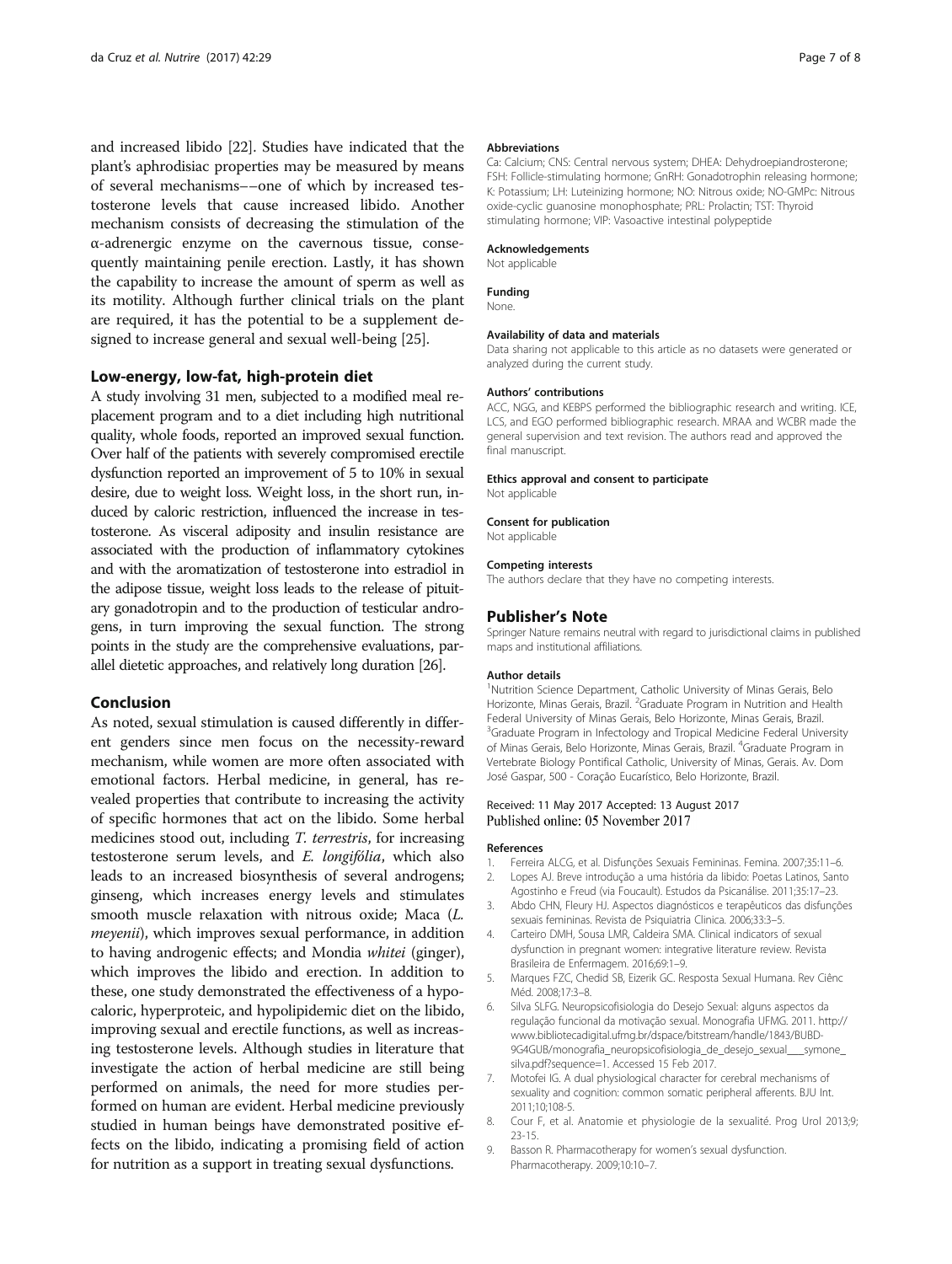and increased libido [22]. Studies have indicated that the plant's aphrodisiac properties may be measured by means of several mechanisms––one of which by increased testosterone levels that cause increased libido. Another mechanism consists of decreasing the stimulation of the α-adrenergic enzyme on the cavernous tissue, consequently maintaining penile erection. Lastly, it has shown the capability to increase the amount of sperm as well as its motility. Although further clinical trials on the plant are required, it has the potential to be a supplement designed to increase general and sexual well-being [25].

### Low-energy, low-fat, high-protein diet

A study involving 31 men, subjected to a modified meal replacement program and to a diet including high nutritional quality, whole foods, reported an improved sexual function. Over half of the patients with severely compromised erectile dysfunction reported an improvement of 5 to 10% in sexual desire, due to weight loss. Weight loss, in the short run, induced by caloric restriction, influenced the increase in testosterone. As visceral adiposity and insulin resistance are associated with the production of inflammatory cytokines and with the aromatization of testosterone into estradiol in the adipose tissue, weight loss leads to the release of pituitary gonadotropin and to the production of testicular androgens, in turn improving the sexual function. The strong points in the study are the comprehensive evaluations, parallel dietetic approaches, and relatively long duration [26].

## Conclusion

As noted, sexual stimulation is caused differently in different genders since men focus on the necessity-reward mechanism, while women are more often associated with emotional factors. Herbal medicine, in general, has revealed properties that contribute to increasing the activity of specific hormones that act on the libido. Some herbal medicines stood out, including *T. terrestris*, for increasing testosterone serum levels, and *E. longifólia*, which also leads to an increased biosynthesis of several androgens; ginseng, which increases energy levels and stimulates smooth muscle relaxation with nitrous oxide; Maca (*L. meyenii*), which improves sexual performance, in addition to having androgenic effects; and Mondia *whitei* (ginger), which improves the libido and erection. In addition to these, one study demonstrated the effectiveness of a hypocaloric, hyperproteic, and hypolipidemic diet on the libido, improving sexual and erectile functions, as well as increasing testosterone levels. Although studies in literature that investigate the action of herbal medicine are still being performed on animals, the need for more studies performed on human are evident. Herbal medicine previously studied in human beings have demonstrated positive effects on the libido, indicating a promising field of action for nutrition as a support in treating sexual dysfunctions.

#### Abbreviations

Ca: Calcium; CNS: Central nervous system; DHEA: Dehydroepiandrosterone; FSH: Follicle-stimulating hormone; GnRH: Gonadotrophin releasing hormone; K: Potassium; LH: Luteinizing hormone; NO: Nitrous oxide; NO-GMPc: Nitrous oxide-cyclic guanosine monophosphate; PRL: Prolactin; TST: Thyroid stimulating hormone; VIP: Vasoactive intestinal polypeptide

#### Acknowledgements

Not applicable

#### Funding

None.

#### Availability of data and materials

Data sharing not applicable to this article as no datasets were generated or analyzed during the current study.

#### Authors' contributions

ACC, NGG, and KEBPS performed the bibliographic research and writing. ICE, LCS, and EGO performed bibliographic research. MRAA and WCBR made the general supervision and text revision. The authors read and approved the final manuscript.

#### Ethics approval and consent to participate

Not applicable

#### Consent for publication

Not applicable

#### Competing interests

The authors declare that they have no competing interests.

### Publisher's Note

Springer Nature remains neutral with regard to jurisdictional claims in published maps and institutional affiliations.

#### Author details

[1]Nutrition Science Department, Catholic University of Minas Gerais, Belo Horizonte, Minas Gerais, Brazil. [2]Graduate Program in Nutrition and Health Federal University of Minas Gerais, Belo Horizonte, Minas Gerais, Brazil. [3]Graduate Program in Infectology and Tropical Medicine Federal University of Minas Gerais, Belo Horizonte, Minas Gerais, Brazil. [4]Graduate Program in Vertebrate Biology Pontifical Catholic, University of Minas, Gerais. Av. Dom José Gaspar, 500 - Coração Eucarístico, Belo Horizonte, Brazil.

Received: 11 May 2017 Accepted: 13 August 2017
Published online: 05 November 2017

#### References

1. Ferreira ALCG, et al. Disfunções Sexuais Femininas. Femina. 2007;35:11–6.
2. Lopes AJ. Breve introdução a uma história da libido: Poetas Latinos, Santo Agostinho e Freud (via Foucault). Estudos da Psicanálise. 2011;35:17–23.
3. Abdo CHN, Fleury HJ. Aspectos diagnósticos e terapêuticos das disfunções sexuais femininas. Revista de Psiquiatria Clinica. 2006;33:3–5.
4. Carteiro DMH, Sousa LMR, Caldeira SMA. Clinical indicators of sexual dysfunction in pregnant women: integrative literature review. Revista Brasileira de Enfermagem. 2016;69:1–9.
5. Marques FZC, Chedid SB, Eizerik GC. Resposta Sexual Humana. Rev Ciênc Méd. 2008;17:3–8.
6. Silva SLFG. Neuropsicofisiologia do Desejo Sexual: alguns aspectos da regulação funcional da motivação sexual. Monografia UFMG. 2011. http://www.bibliotecadigital.ufmg.br/dspace/bitstream/handle/1843/BUBD-9G4GUB/monografia_neuropsicofisiologia_de_desejo_sexual___symone_silva.pdf?sequence=1. Accessed 15 Feb 2017.
7. Motofei IG. A dual physiological character for cerebral mechanisms of sexuality and cognition: common somatic peripheral afferents. BJU Int. 2011;10;108-5.
8. Cour F, et al. Anatomie et physiologie de la sexualité. Prog Urol 2013;9; 23-15.
9. Basson R. Pharmacotherapy for women's sexual dysfunction. Pharmacotherapy. 2009;10:10–7.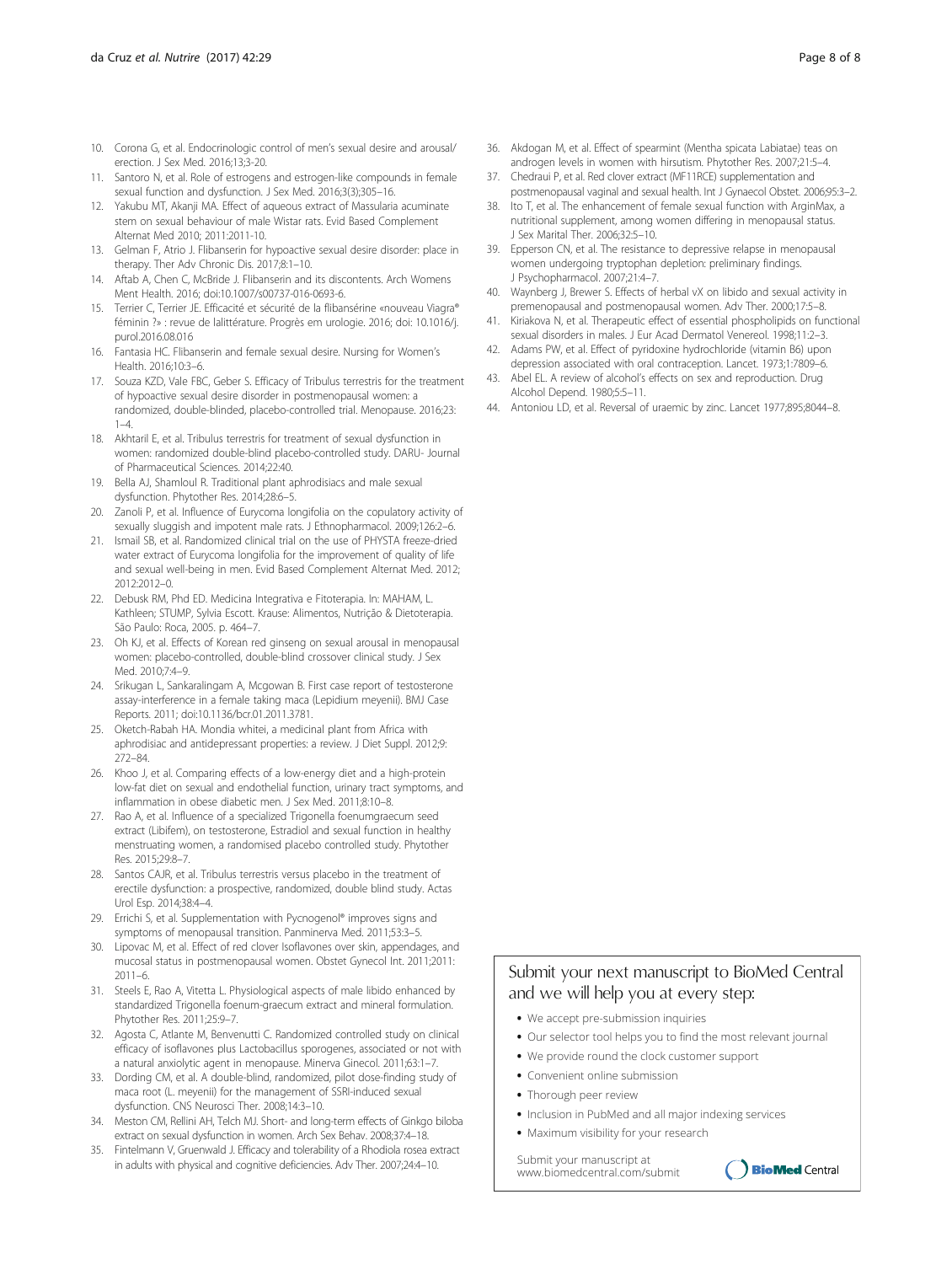10. Corona G, et al. Endocrinologic control of men's sexual desire and arousal/ erection. J Sex Med. 2016;13;3-20.
11. Santoro N, et al. Role of estrogens and estrogen-like compounds in female sexual function and dysfunction. J Sex Med. 2016;3(3);305–16.
12. Yakubu MT, Akanji MA. Effect of aqueous extract of Massularia acuminate stem on sexual behaviour of male Wistar rats. Evid Based Complement Alternat Med 2010; 2011:2011-10.
13. Gelman F, Atrio J. Flibanserin for hypoactive sexual desire disorder: place in therapy. Ther Adv Chronic Dis. 2017;8:1–10.
14. Aftab A, Chen C, McBride J. Flibanserin and its discontents. Arch Womens Ment Health. 2016; doi:10.1007/s00737-016-0693-6.
15. Terrier C, Terrier JE. Efficacité et sécurité de la flibansérine «nouveau Viagra® féminin ?» : revue de lalittérature. Progrès em urologie. 2016; doi: 10.1016/j.purol.2016.08.016
16. Fantasia HC. Flibanserin and female sexual desire. Nursing for Women's Health. 2016;10:3–6.
17. Souza KZD, Vale FBC, Geber S. Efficacy of Tribulus terrestris for the treatment of hypoactive sexual desire disorder in postmenopausal women: a randomized, double-blinded, placebo-controlled trial. Menopause. 2016;23: 1–4.
18. Akhtaril E, et al. Tribulus terrestris for treatment of sexual dysfunction in women: randomized double-blind placebo-controlled study. DARU- Journal of Pharmaceutical Sciences. 2014;22:40.
19. Bella AJ, Shamloul R. Traditional plant aphrodisiacs and male sexual dysfunction. Phytother Res. 2014;28:6–5.
20. Zanoli P, et al. Influence of Eurycoma longifolia on the copulatory activity of sexually sluggish and impotent male rats. J Ethnopharmacol. 2009;126:2–6.
21. Ismail SB, et al. Randomized clinical trial on the use of PHYSTA freeze-dried water extract of Eurycoma longifolia for the improvement of quality of life and sexual well-being in men. Evid Based Complement Alternat Med. 2012; 2012:2012–0.
22. Debusk RM, Phd ED. Medicina Integrativa e Fitoterapia. In: MAHAM, L. Kathleen; STUMP, Sylvia Escott. Krause: Alimentos, Nutrição & Dietoterapia. São Paulo: Roca, 2005. p. 464–7.
23. Oh KJ, et al. Effects of Korean red ginseng on sexual arousal in menopausal women: placebo-controlled, double-blind crossover clinical study. J Sex Med. 2010;7:4–9.
24. Srikugan L, Sankaralingam A, Mcgowan B. First case report of testosterone assay-interference in a female taking maca (Lepidium meyenii). BMJ Case Reports. 2011; doi:10.1136/bcr.01.2011.3781.
25. Oketch-Rabah HA. Mondia whitei, a medicinal plant from Africa with aphrodisiac and antidepressant properties: a review. J Diet Suppl. 2012;9: 272–84.
26. Khoo J, et al. Comparing effects of a low-energy diet and a high-protein low-fat diet on sexual and endothelial function, urinary tract symptoms, and inflammation in obese diabetic men. J Sex Med. 2011;8:10–8.
27. Rao A, et al. Influence of a specialized Trigonella foenumgraecum seed extract (Libifem), on testosterone, Estradiol and sexual function in healthy menstruating women, a randomised placebo controlled study. Phytother Res. 2015;29:8–7.
28. Santos CAJR, et al. Tribulus terrestris versus placebo in the treatment of erectile dysfunction: a prospective, randomized, double blind study. Actas Urol Esp. 2014;38:4–4.
29. Errichi S, et al. Supplementation with Pycnogenol® improves signs and symptoms of menopausal transition. Panminerva Med. 2011;53:3–5.
30. Lipovac M, et al. Effect of red clover Isoflavones over skin, appendages, and mucosal status in postmenopausal women. Obstet Gynecol Int. 2011;2011: 2011–6.
31. Steels E, Rao A, Vitetta L. Physiological aspects of male libido enhanced by standardized Trigonella foenum-graecum extract and mineral formulation. Phytother Res. 2011;25:9–7.
32. Agosta C, Atlante M, Benvenutti C. Randomized controlled study on clinical efficacy of isoflavones plus Lactobacillus sporogenes, associated or not with a natural anxiolytic agent in menopause. Minerva Ginecol. 2011;63:1–7.
33. Dording CM, et al. A double-blind, randomized, pilot dose-finding study of maca root (L. meyenii) for the management of SSRI-induced sexual dysfunction. CNS Neurosci Ther. 2008;14:3–10.
34. Meston CM, Rellini AH, Telch MJ. Short- and long-term effects of Ginkgo biloba extract on sexual dysfunction in women. Arch Sex Behav. 2008;37:4–18.
35. Fintelmann V, Gruenwald J. Efficacy and tolerability of a Rhodiola rosea extract in adults with physical and cognitive deficiencies. Adv Ther. 2007;24:4–10.
36. Akdogan M, et al. Effect of spearmint (Mentha spicata Labiatae) teas on androgen levels in women with hirsutism. Phytother Res. 2007;21:5–4.
37. Chedraui P, et al. Red clover extract (MF11RCE) supplementation and postmenopausal vaginal and sexual health. Int J Gynaecol Obstet. 2006;95:3–2.
38. Ito T, et al. The enhancement of female sexual function with ArginMax, a nutritional supplement, among women differing in menopausal status. J Sex Marital Ther. 2006;32:5–10.
39. Epperson CN, et al. The resistance to depressive relapse in menopausal women undergoing tryptophan depletion: preliminary findings. J Psychopharmacol. 2007;21:4–7.
40. Waynberg J, Brewer S. Effects of herbal vX on libido and sexual activity in premenopausal and postmenopausal women. Adv Ther. 2000;17:5–8.
41. Kiriakova N, et al. Therapeutic effect of essential phospholipids on functional sexual disorders in males. J Eur Acad Dermatol Venereol. 1998;11:2–3.
42. Adams PW, et al. Effect of pyridoxine hydrochloride (vitamin B6) upon depression associated with oral contraception. Lancet. 1973;1:7809–6.
43. Abel EL. A review of alcohol's effects on sex and reproduction. Drug Alcohol Depend. 1980;5:5–11.
44. Antoniou LD, et al. Reversal of uraemic by zinc. Lancet 1977;895;8044–8.

Submit your next manuscript to BioMed Central and we will help you at every step:

- We accept pre-submission inquiries
- Our selector tool helps you to find the most relevant journal
- We provide round the clock customer support
- Convenient online submission
- Thorough peer review
- Inclusion in PubMed and all major indexing services
- Maximum visibility for your research

Submit your manuscript at www.biomedcentral.com/submit

BioMed Central